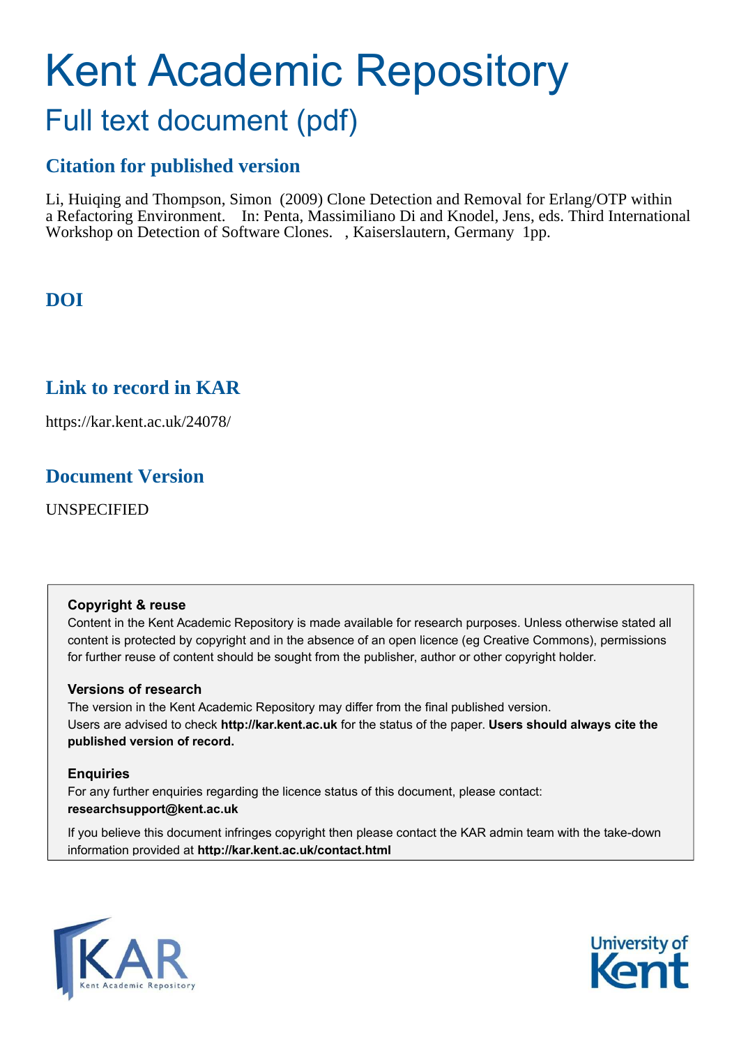# Kent Academic Repository

## Full text document (pdf)

### Citation for published version

Li, Huiqing and Thompson, Simon (2009) Clone Detection and Removal for Erlang/OTP within a Refactoring Environment. In: Penta, Massimiliano Di and Knodel, Jens, eds. Third International Workshop on Detection of Software Clones. , Kaiserslautern, Germany 1pp.

### DOI

### Link to record in KAR

https://kar.kent.ac.uk/24078/

### Document Version

UNSPECIFIED

**Copyright & reuse**

Content in the Kent Academic Repository is made available for research purposes. Unless otherwise stated all content is protected by copyright and in the absence of an open licence (eg Creative Commons), permissions for further reuse of content should be sought from the publisher, author or other copyright holder.

**Versions of research**

The version in the Kent Academic Repository may differ from the final published version. Users are advised to check **http://kar.kent.ac.uk** for the status of the paper. **Users should always cite the published version of record.**

**Enquiries**

For any further enquiries regarding the licence status of this document, please contact: **researchsupport@kent.ac.uk**

If you believe this document infringes copyright then please contact the KAR admin team with the take-down information provided at **http://kar.kent.ac.uk/contact.html**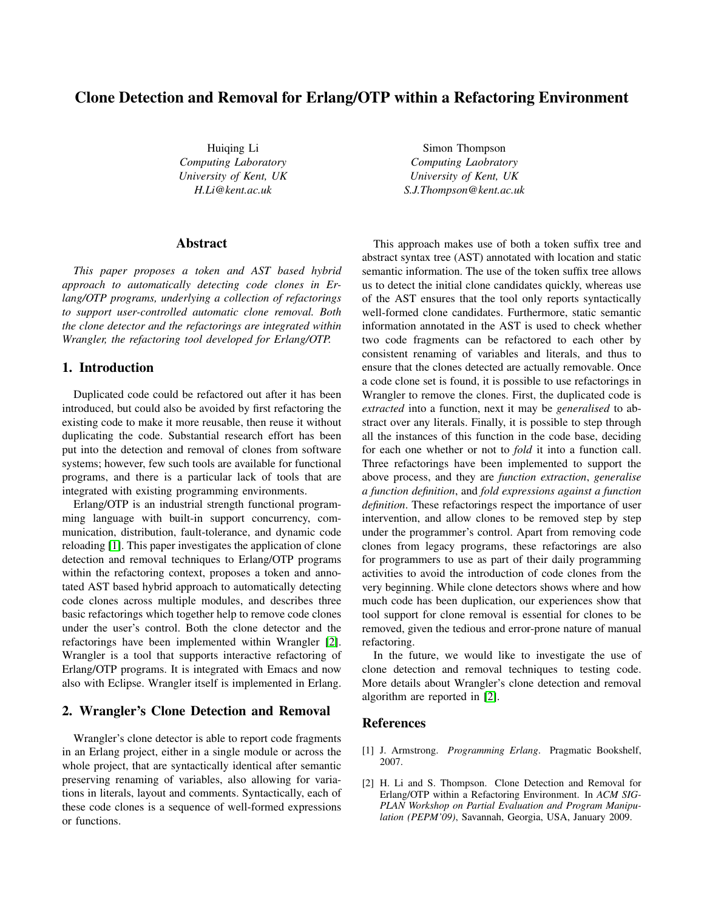// Clone Detection and Removal for Erlang/OTP within a Refactoring Environment

Huiqing Li
*Computing Laboratory*
*University of Kent, UK*
*H.Li@kent.ac.uk*

Simon Thompson
*Computing Laobratory*
*University of Kent, UK*
*S.J.Thompson@kent.ac.uk*

## Abstract

*This paper proposes a token and AST based hybrid approach to automatically detecting code clones in Erlang/OTP programs, underlying a collection of refactorings to support user-controlled automatic clone removal. Both the clone detector and the refactorings are integrated within Wrangler, the refactoring tool developed for Erlang/OTP.*

## 1. Introduction

Duplicated code could be refactored out after it has been introduced, but could also be avoided by first refactoring the existing code to make it more reusable, then reuse it without duplicating the code. Substantial research effort has been put into the detection and removal of clones from software systems; however, few such tools are available for functional programs, and there is a particular lack of tools that are integrated with existing programming environments.

Erlang/OTP is an industrial strength functional programming language with built-in support concurrency, communication, distribution, fault-tolerance, and dynamic code reloading [1]. This paper investigates the application of clone detection and removal techniques to Erlang/OTP programs within the refactoring context, proposes a token and annotated AST based hybrid approach to automatically detecting code clones across multiple modules, and describes three basic refactorings which together help to remove code clones under the user's control. Both the clone detector and the refactorings have been implemented within Wrangler [2]. Wrangler is a tool that supports interactive refactoring of Erlang/OTP programs. It is integrated with Emacs and now also with Eclipse. Wrangler itself is implemented in Erlang.

## 2. Wrangler's Clone Detection and Removal

Wrangler's clone detector is able to report code fragments in an Erlang project, either in a single module or across the whole project, that are syntactically identical after semantic preserving renaming of variables, also allowing for variations in literals, layout and comments. Syntactically, each of these code clones is a sequence of well-formed expressions or functions.

This approach makes use of both a token suffix tree and abstract syntax tree (AST) annotated with location and static semantic information. The use of the token suffix tree allows us to detect the initial clone candidates quickly, whereas use of the AST ensures that the tool only reports syntactically well-formed clone candidates. Furthermore, static semantic information annotated in the AST is used to check whether two code fragments can be refactored to each other by consistent renaming of variables and literals, and thus to ensure that the clones detected are actually removable. Once a code clone set is found, it is possible to use refactorings in Wrangler to remove the clones. First, the duplicated code is *extracted* into a function, next it may be *generalised* to abstract over any literals. Finally, it is possible to step through all the instances of this function in the code base, deciding for each one whether or not to *fold* it into a function call. Three refactorings have been implemented to support the above process, and they are *function extraction*, *generalise a function definition*, and *fold expressions against a function definition*. These refactorings respect the importance of user intervention, and allow clones to be removed step by step under the programmer's control. Apart from removing code clones from legacy programs, these refactorings are also for programmers to use as part of their daily programming activities to avoid the introduction of code clones from the very beginning. While clone detectors shows where and how much code has been duplication, our experiences show that tool support for clone removal is essential for clones to be removed, given the tedious and error-prone nature of manual refactoring.

In the future, we would like to investigate the use of clone detection and removal techniques to testing code. More details about Wrangler's clone detection and removal algorithm are reported in [2].

## References

[1] J. Armstrong. *Programming Erlang*. Pragmatic Bookshelf, 2007.

[2] H. Li and S. Thompson. Clone Detection and Removal for Erlang/OTP within a Refactoring Environment. In *ACM SIGPLAN Workshop on Partial Evaluation and Program Manipulation (PEPM'09)*, Savannah, Georgia, USA, January 2009.